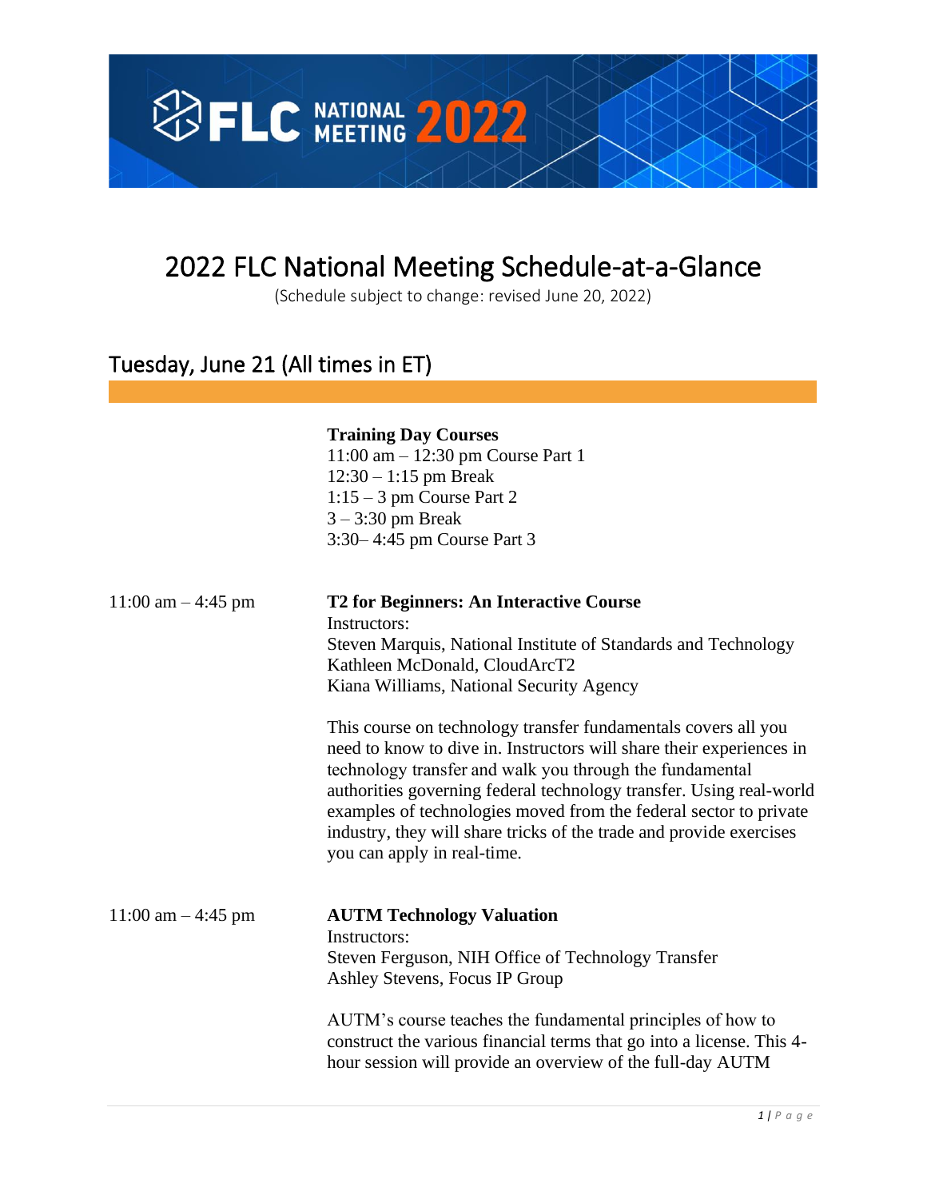# 2022 FLC National Meeting Schedule-at-a-Glance

(Schedule subject to change: revised June 20, 2022)

## Tuesday, June 21 (All times in ET)

**Training Day Courses**
11:00 am – 12:30 pm Course Part 1
12:30 – 1:15 pm Break
1:15 – 3 pm Course Part 2
3 – 3:30 pm Break
3:30– 4:45 pm Course Part 3

11:00 am – 4:45 pm

**T2 for Beginners: An Interactive Course**
Instructors:
Steven Marquis, National Institute of Standards and Technology
Kathleen McDonald, CloudArcT2
Kiana Williams, National Security Agency

This course on technology transfer fundamentals covers all you need to know to dive in. Instructors will share their experiences in technology transfer and walk you through the fundamental authorities governing federal technology transfer. Using real-world examples of technologies moved from the federal sector to private industry, they will share tricks of the trade and provide exercises you can apply in real-time.

11:00 am – 4:45 pm

**AUTM Technology Valuation**
Instructors:
Steven Ferguson, NIH Office of Technology Transfer
Ashley Stevens, Focus IP Group

AUTM's course teaches the fundamental principles of how to construct the various financial terms that go into a license. This 4-hour session will provide an overview of the full-day AUTM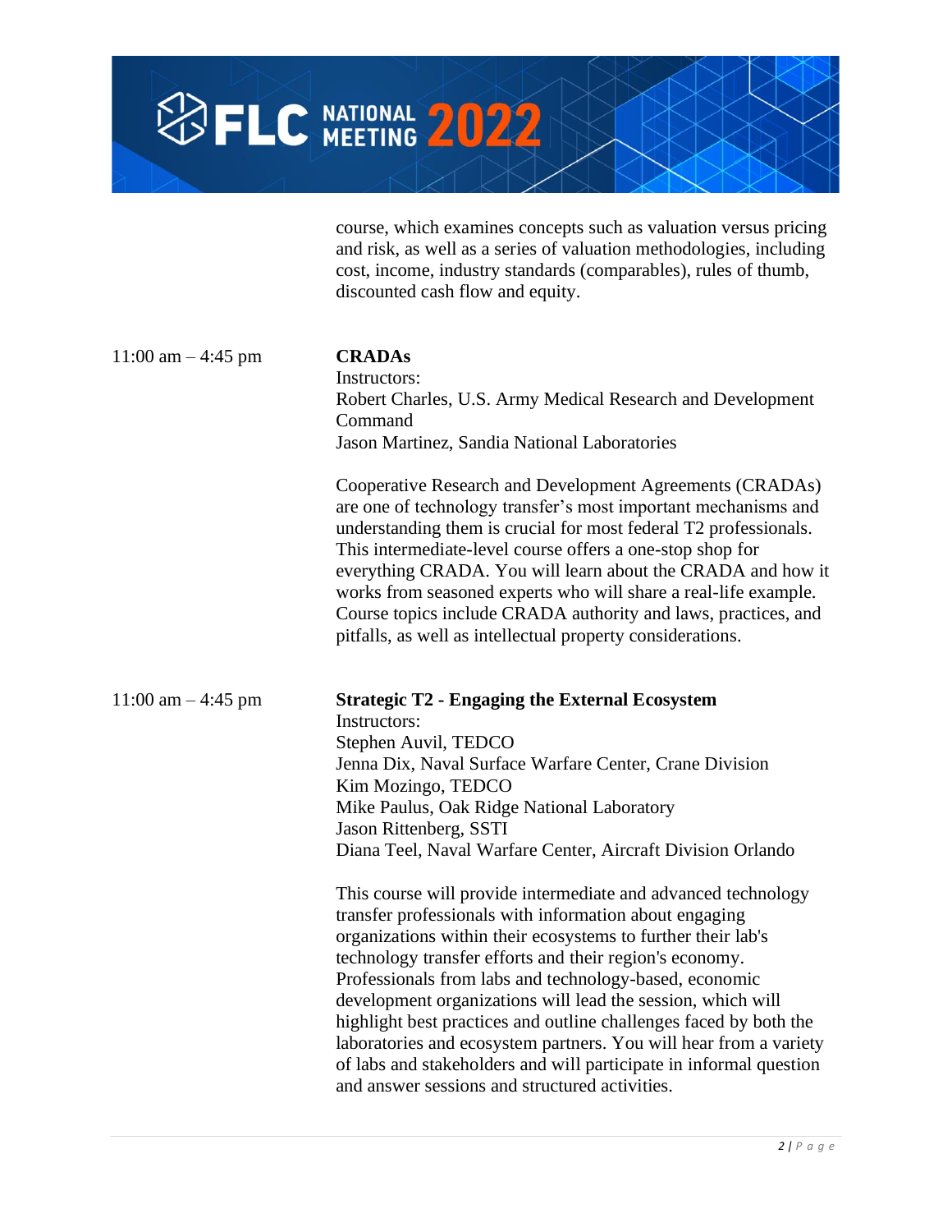course, which examines concepts such as valuation versus pricing and risk, as well as a series of valuation methodologies, including cost, income, industry standards (comparables), rules of thumb, discounted cash flow and equity.

11:00 am – 4:45 pm

**CRADAs**

Instructors:
Robert Charles, U.S. Army Medical Research and Development Command
Jason Martinez, Sandia National Laboratories

Cooperative Research and Development Agreements (CRADAs) are one of technology transfer's most important mechanisms and understanding them is crucial for most federal T2 professionals. This intermediate-level course offers a one-stop shop for everything CRADA. You will learn about the CRADA and how it works from seasoned experts who will share a real-life example. Course topics include CRADA authority and laws, practices, and pitfalls, as well as intellectual property considerations.

11:00 am – 4:45 pm

**Strategic T2 - Engaging the External Ecosystem**

Instructors:
Stephen Auvil, TEDCO
Jenna Dix, Naval Surface Warfare Center, Crane Division
Kim Mozingo, TEDCO
Mike Paulus, Oak Ridge National Laboratory
Jason Rittenberg, SSTI
Diana Teel, Naval Warfare Center, Aircraft Division Orlando

This course will provide intermediate and advanced technology transfer professionals with information about engaging organizations within their ecosystems to further their lab's technology transfer efforts and their region's economy. Professionals from labs and technology-based, economic development organizations will lead the session, which will highlight best practices and outline challenges faced by both the laboratories and ecosystem partners. You will hear from a variety of labs and stakeholders and will participate in informal question and answer sessions and structured activities.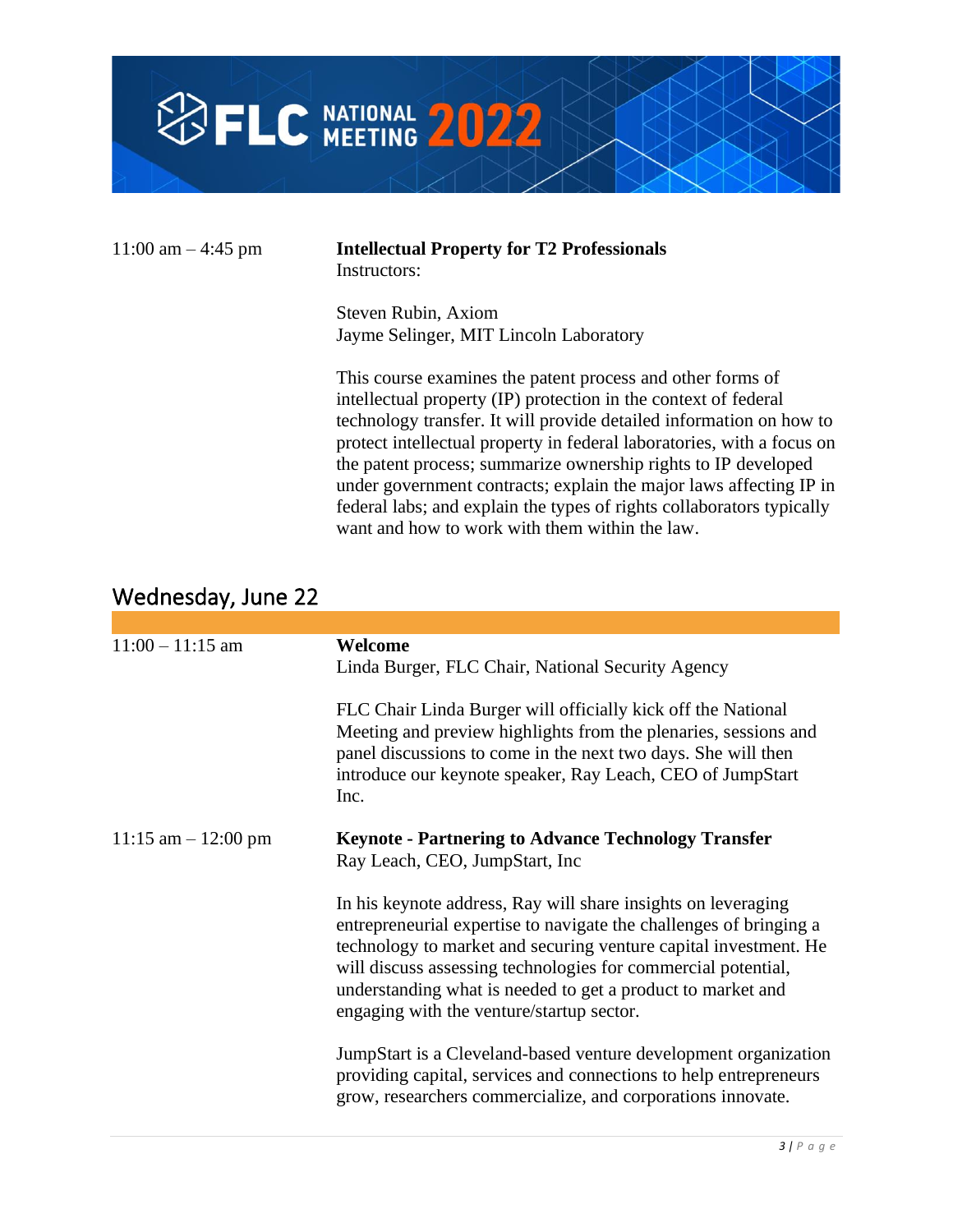11:00 am – 4:45 pm

**Intellectual Property for T2 Professionals**
Instructors:

Steven Rubin, Axiom
Jayme Selinger, MIT Lincoln Laboratory

This course examines the patent process and other forms of intellectual property (IP) protection in the context of federal technology transfer. It will provide detailed information on how to protect intellectual property in federal laboratories, with a focus on the patent process; summarize ownership rights to IP developed under government contracts; explain the major laws affecting IP in federal labs; and explain the types of rights collaborators typically want and how to work with them within the law.

## Wednesday, June 22

11:00 – 11:15 am

**Welcome**
Linda Burger, FLC Chair, National Security Agency

FLC Chair Linda Burger will officially kick off the National Meeting and preview highlights from the plenaries, sessions and panel discussions to come in the next two days. She will then introduce our keynote speaker, Ray Leach, CEO of JumpStart Inc.

11:15 am – 12:00 pm

**Keynote - Partnering to Advance Technology Transfer**
Ray Leach, CEO, JumpStart, Inc

In his keynote address, Ray will share insights on leveraging entrepreneurial expertise to navigate the challenges of bringing a technology to market and securing venture capital investment. He will discuss assessing technologies for commercial potential, understanding what is needed to get a product to market and engaging with the venture/startup sector.

JumpStart is a Cleveland-based venture development organization providing capital, services and connections to help entrepreneurs grow, researchers commercialize, and corporations innovate.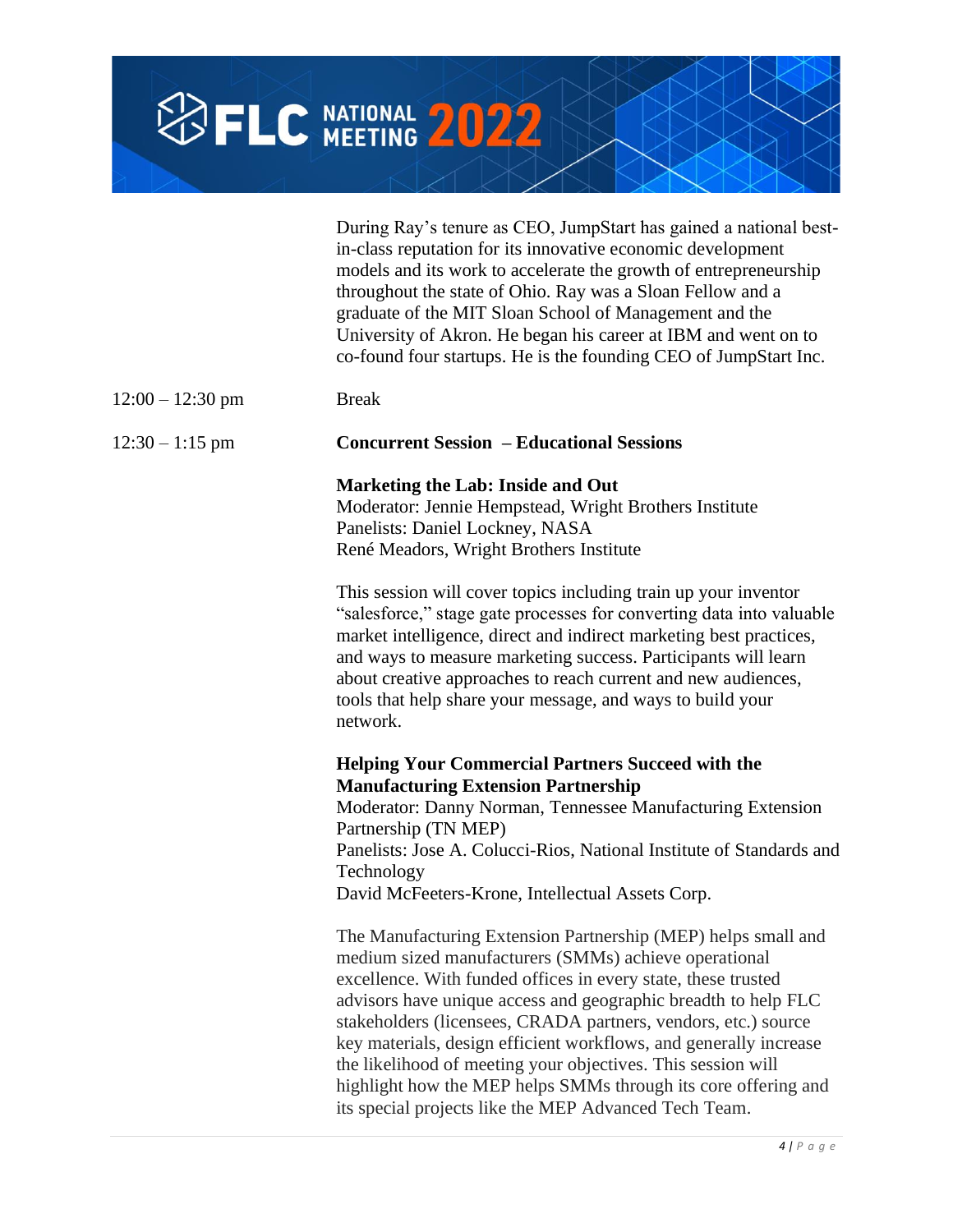During Ray's tenure as CEO, JumpStart has gained a national best-in-class reputation for its innovative economic development models and its work to accelerate the growth of entrepreneurship throughout the state of Ohio. Ray was a Sloan Fellow and a graduate of the MIT Sloan School of Management and the University of Akron. He began his career at IBM and went on to co-found four startups. He is the founding CEO of JumpStart Inc.

12:00 – 12:30 pm Break

12:30 – 1:15 pm **Concurrent Session – Educational Sessions**

**Marketing the Lab: Inside and Out**
Moderator: Jennie Hempstead, Wright Brothers Institute
Panelists: Daniel Lockney, NASA
René Meadors, Wright Brothers Institute

This session will cover topics including train up your inventor "salesforce," stage gate processes for converting data into valuable market intelligence, direct and indirect marketing best practices, and ways to measure marketing success. Participants will learn about creative approaches to reach current and new audiences, tools that help share your message, and ways to build your network.

**Helping Your Commercial Partners Succeed with the Manufacturing Extension Partnership**
Moderator: Danny Norman, Tennessee Manufacturing Extension Partnership (TN MEP)
Panelists: Jose A. Colucci-Rios, National Institute of Standards and Technology
David McFeeters-Krone, Intellectual Assets Corp.

The Manufacturing Extension Partnership (MEP) helps small and medium sized manufacturers (SMMs) achieve operational excellence. With funded offices in every state, these trusted advisors have unique access and geographic breadth to help FLC stakeholders (licensees, CRADA partners, vendors, etc.) source key materials, design efficient workflows, and generally increase the likelihood of meeting your objectives. This session will highlight how the MEP helps SMMs through its core offering and its special projects like the MEP Advanced Tech Team.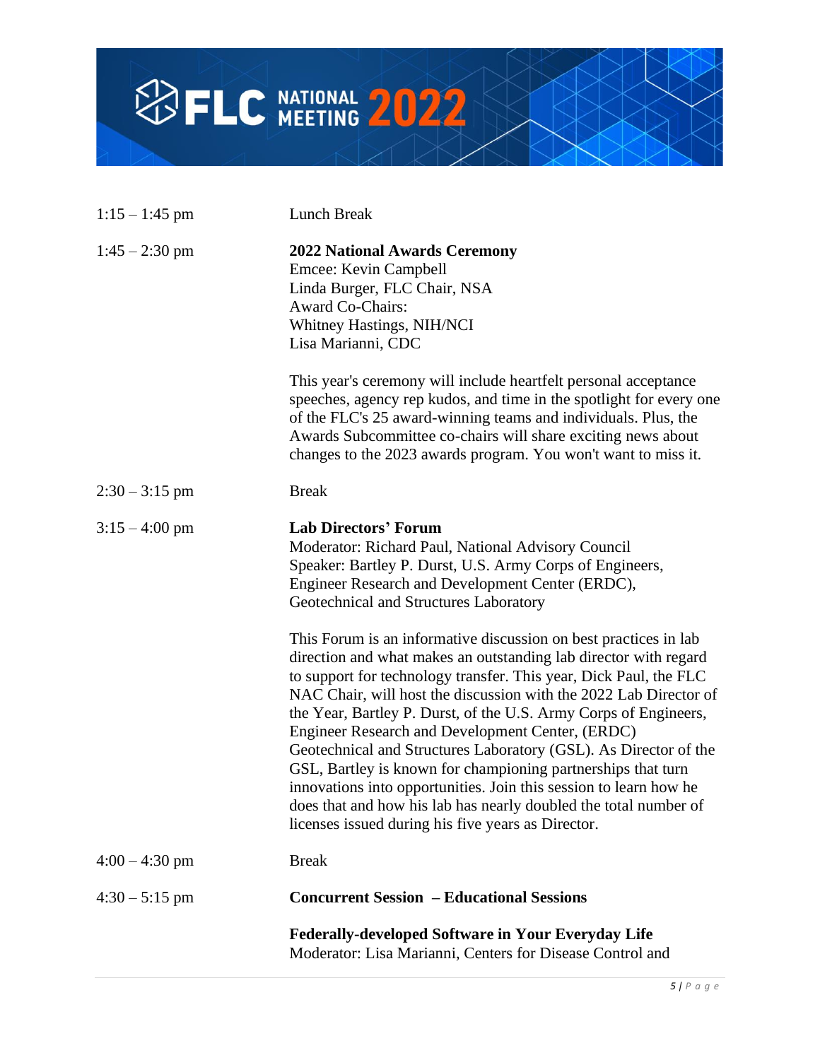| | |
|---|---|
| 1:15 – 1:45 pm | Lunch Break |
| 1:45 – 2:30 pm | **2022 National Awards Ceremony**<br>Emcee: Kevin Campbell<br>Linda Burger, FLC Chair, NSA<br>Award Co-Chairs:<br>Whitney Hastings, NIH/NCI<br>Lisa Marianni, CDC<br><br>This year's ceremony will include heartfelt personal acceptance speeches, agency rep kudos, and time in the spotlight for every one of the FLC's 25 award-winning teams and individuals. Plus, the Awards Subcommittee co-chairs will share exciting news about changes to the 2023 awards program. You won't want to miss it. |
| 2:30 – 3:15 pm | Break |
| 3:15 – 4:00 pm | **Lab Directors' Forum**<br>Moderator: Richard Paul, National Advisory Council<br>Speaker: Bartley P. Durst, U.S. Army Corps of Engineers, Engineer Research and Development Center (ERDC), Geotechnical and Structures Laboratory<br><br>This Forum is an informative discussion on best practices in lab direction and what makes an outstanding lab director with regard to support for technology transfer. This year, Dick Paul, the FLC NAC Chair, will host the discussion with the 2022 Lab Director of the Year, Bartley P. Durst, of the U.S. Army Corps of Engineers, Engineer Research and Development Center, (ERDC) Geotechnical and Structures Laboratory (GSL). As Director of the GSL, Bartley is known for championing partnerships that turn innovations into opportunities. Join this session to learn how he does that and how his lab has nearly doubled the total number of licenses issued during his five years as Director. |
| 4:00 – 4:30 pm | Break |
| 4:30 – 5:15 pm | **Concurrent Session – Educational Sessions**<br><br>**Federally-developed Software in Your Everyday Life**<br>Moderator: Lisa Marianni, Centers for Disease Control and |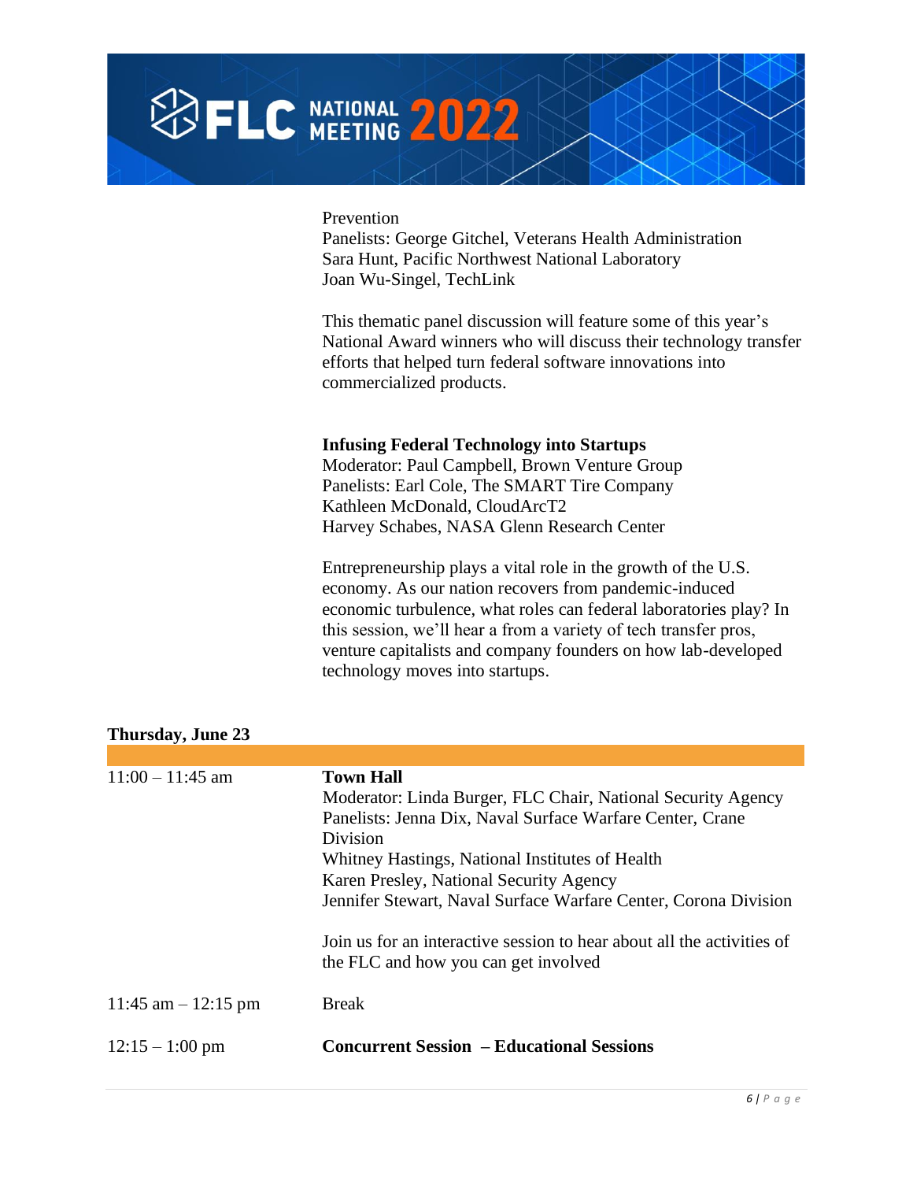Prevention
Panelists: George Gitchel, Veterans Health Administration
Sara Hunt, Pacific Northwest National Laboratory
Joan Wu-Singel, TechLink

This thematic panel discussion will feature some of this year's National Award winners who will discuss their technology transfer efforts that helped turn federal software innovations into commercialized products.

**Infusing Federal Technology into Startups**
Moderator: Paul Campbell, Brown Venture Group
Panelists: Earl Cole, The SMART Tire Company
Kathleen McDonald, CloudArcT2
Harvey Schabes, NASA Glenn Research Center

Entrepreneurship plays a vital role in the growth of the U.S. economy. As our nation recovers from pandemic-induced economic turbulence, what roles can federal laboratories play? In this session, we'll hear a from a variety of tech transfer pros, venture capitalists and company founders on how lab-developed technology moves into startups.

## Thursday, June 23

| | |
|---|---|
| 11:00 – 11:45 am | **Town Hall**<br>Moderator: Linda Burger, FLC Chair, National Security Agency<br>Panelists: Jenna Dix, Naval Surface Warfare Center, Crane Division<br>Whitney Hastings, National Institutes of Health<br>Karen Presley, National Security Agency<br>Jennifer Stewart, Naval Surface Warfare Center, Corona Division<br><br>Join us for an interactive session to hear about all the activities of the FLC and how you can get involved |
| 11:45 am – 12:15 pm | Break |
| 12:15 – 1:00 pm | **Concurrent Session – Educational Sessions** |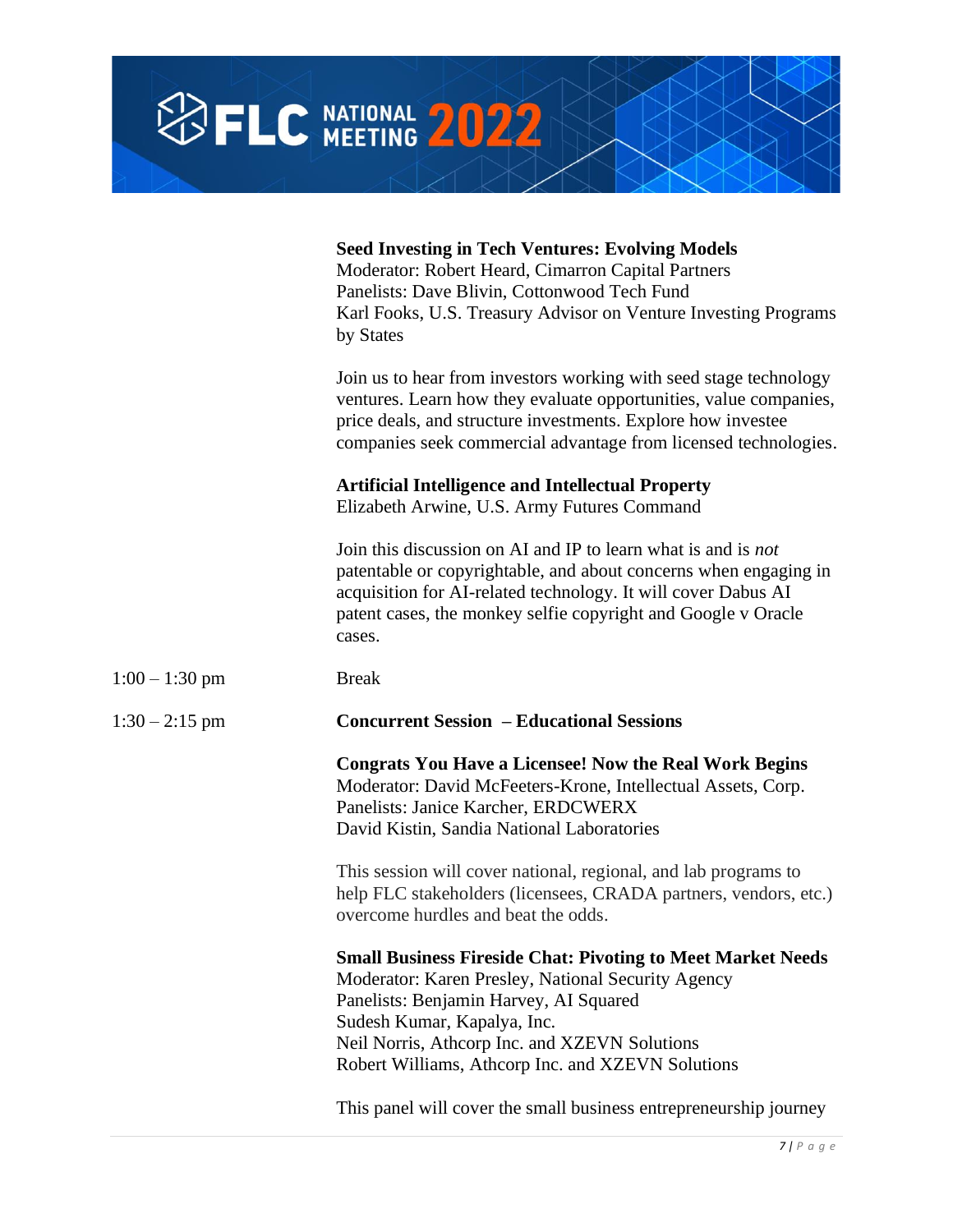**Seed Investing in Tech Ventures: Evolving Models**
Moderator: Robert Heard, Cimarron Capital Partners
Panelists: Dave Blivin, Cottonwood Tech Fund
Karl Fooks, U.S. Treasury Advisor on Venture Investing Programs by States

Join us to hear from investors working with seed stage technology ventures. Learn how they evaluate opportunities, value companies, price deals, and structure investments. Explore how investee companies seek commercial advantage from licensed technologies.

**Artificial Intelligence and Intellectual Property**
Elizabeth Arwine, U.S. Army Futures Command

Join this discussion on AI and IP to learn what is and is *not* patentable or copyrightable, and about concerns when engaging in acquisition for AI-related technology. It will cover Dabus AI patent cases, the monkey selfie copyright and Google v Oracle cases.

1:00 – 1:30 pm — Break

1:30 – 2:15 pm — **Concurrent Session – Educational Sessions**

**Congrats You Have a Licensee! Now the Real Work Begins**
Moderator: David McFeeters-Krone, Intellectual Assets, Corp.
Panelists: Janice Karcher, ERDCWERX
David Kistin, Sandia National Laboratories

This session will cover national, regional, and lab programs to help FLC stakeholders (licensees, CRADA partners, vendors, etc.) overcome hurdles and beat the odds.

**Small Business Fireside Chat: Pivoting to Meet Market Needs**
Moderator: Karen Presley, National Security Agency
Panelists: Benjamin Harvey, AI Squared
Sudesh Kumar, Kapalya, Inc.
Neil Norris, Athcorp Inc. and XZEVN Solutions
Robert Williams, Athcorp Inc. and XZEVN Solutions

This panel will cover the small business entrepreneurship journey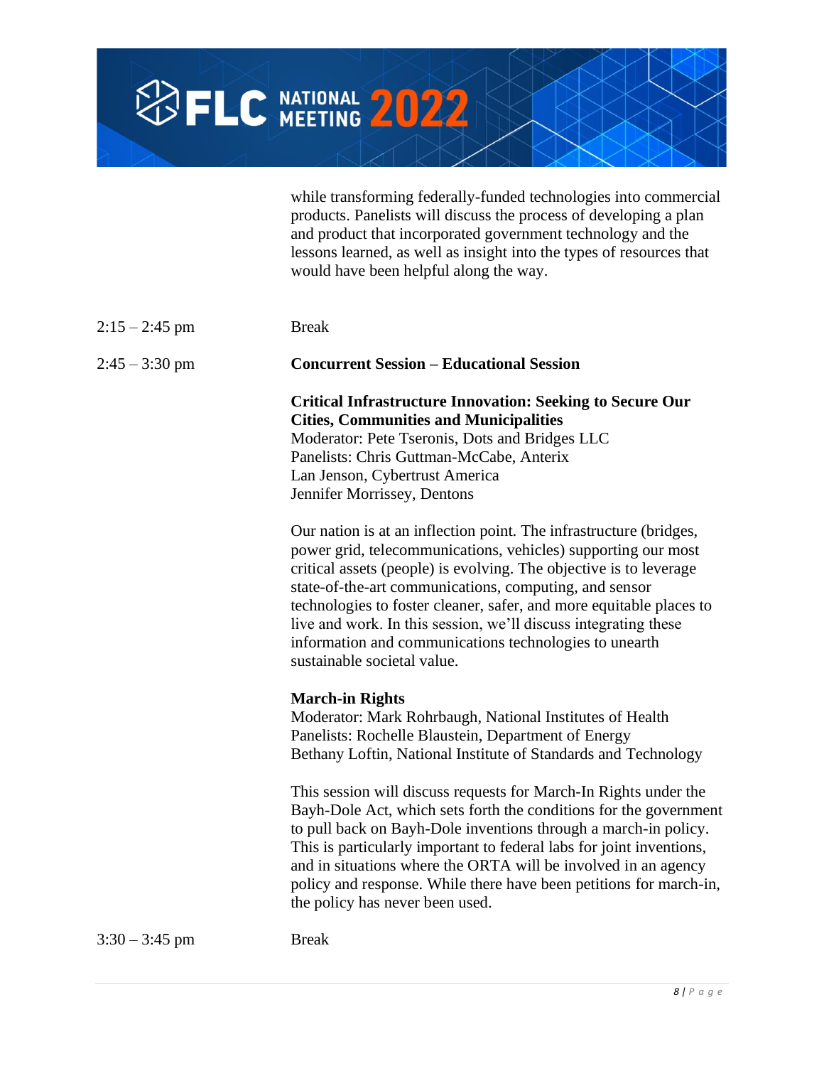while transforming federally-funded technologies into commercial products. Panelists will discuss the process of developing a plan and product that incorporated government technology and the lessons learned, as well as insight into the types of resources that would have been helpful along the way.

2:15 – 2:45 pm Break

2:45 – 3:30 pm **Concurrent Session – Educational Session**

**Critical Infrastructure Innovation: Seeking to Secure Our Cities, Communities and Municipalities**
Moderator: Pete Tseronis, Dots and Bridges LLC
Panelists: Chris Guttman-McCabe, Anterix
Lan Jenson, Cybertrust America
Jennifer Morrissey, Dentons

Our nation is at an inflection point. The infrastructure (bridges, power grid, telecommunications, vehicles) supporting our most critical assets (people) is evolving. The objective is to leverage state-of-the-art communications, computing, and sensor technologies to foster cleaner, safer, and more equitable places to live and work. In this session, we'll discuss integrating these information and communications technologies to unearth sustainable societal value.

**March-in Rights**
Moderator: Mark Rohrbaugh, National Institutes of Health
Panelists: Rochelle Blaustein, Department of Energy
Bethany Loftin, National Institute of Standards and Technology

This session will discuss requests for March-In Rights under the Bayh-Dole Act, which sets forth the conditions for the government to pull back on Bayh-Dole inventions through a march-in policy. This is particularly important to federal labs for joint inventions, and in situations where the ORTA will be involved in an agency policy and response. While there have been petitions for march-in, the policy has never been used.

3:30 – 3:45 pm Break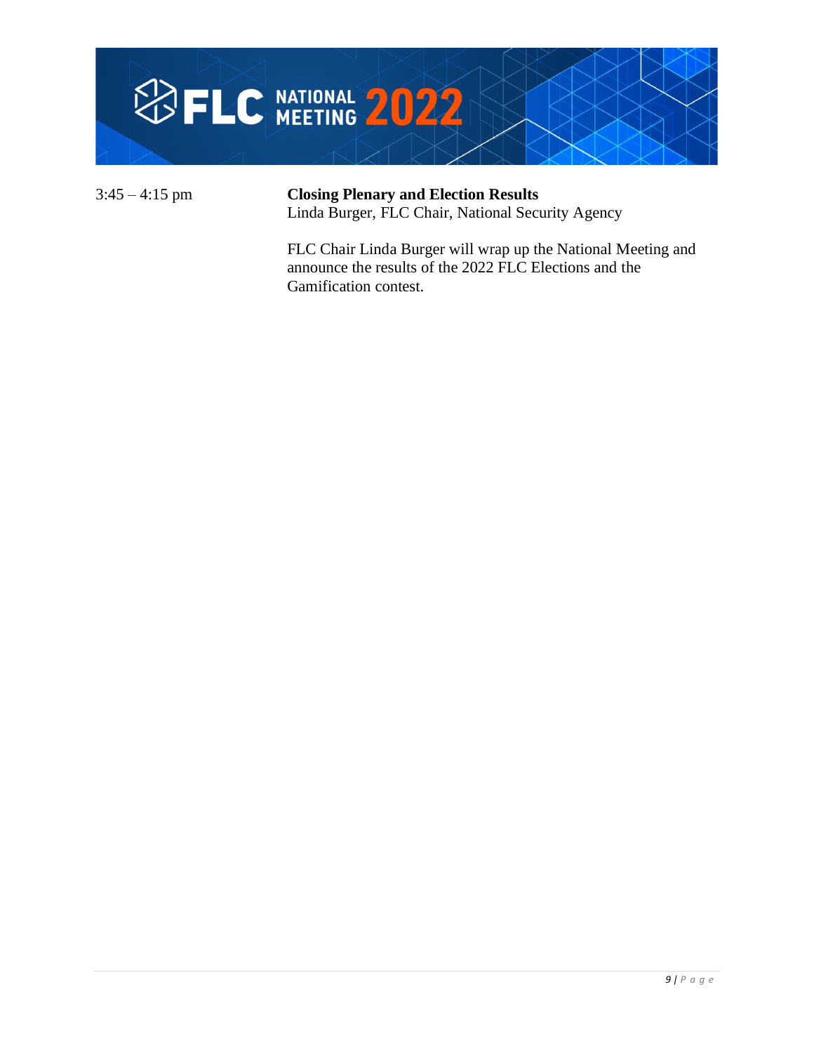3:45 – 4:15 pm

**Closing Plenary and Election Results**
Linda Burger, FLC Chair, National Security Agency

FLC Chair Linda Burger will wrap up the National Meeting and announce the results of the 2022 FLC Elections and the Gamification contest.